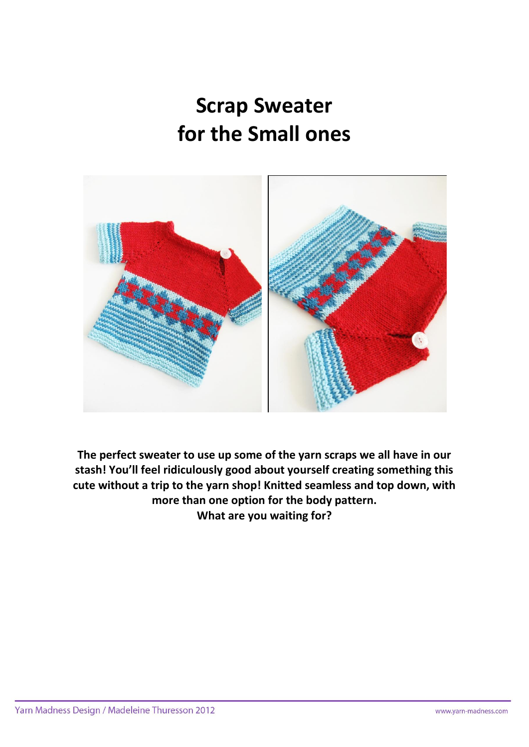# Scrap Sweater for the Small ones

**The perfect sweater to use up some of the yarn scraps we all have in our stash! You'll feel ridiculously good about yourself creating something this cute without a trip to the yarn shop! Knitted seamless and top down, with more than one option for the body pattern.**
**What are you waiting for?**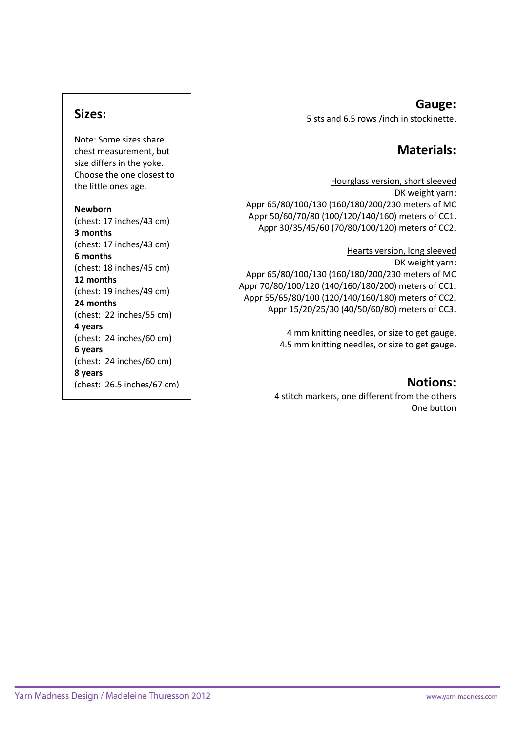## Sizes:

Note: Some sizes share chest measurement, but size differs in the yoke. Choose the one closest to the little ones age.

**Newborn**
(chest: 17 inches/43 cm)
**3 months**
(chest: 17 inches/43 cm)
**6 months**
(chest: 18 inches/45 cm)
**12 months**
(chest: 19 inches/49 cm)
**24 months**
(chest: 22 inches/55 cm)
**4 years**
(chest: 24 inches/60 cm)
**6 years**
(chest: 24 inches/60 cm)
**8 years**
(chest: 26.5 inches/67 cm)

## Gauge:

5 sts and 6.5 rows /inch in stockinette.

## Materials:

Hourglass version, short sleeved
DK weight yarn:
Appr 65/80/100/130 (160/180/200/230 meters of MC
Appr 50/60/70/80 (100/120/140/160) meters of CC1.
Appr 30/35/45/60 (70/80/100/120) meters of CC2.

Hearts version, long sleeved
DK weight yarn:
Appr 65/80/100/130 (160/180/200/230 meters of MC
Appr 70/80/100/120 (140/160/180/200) meters of CC1.
Appr 55/65/80/100 (120/140/160/180) meters of CC2.
Appr 15/20/25/30 (40/50/60/80) meters of CC3.

4 mm knitting needles, or size to get gauge.
4.5 mm knitting needles, or size to get gauge.

## Notions:

4 stitch markers, one different from the others
One button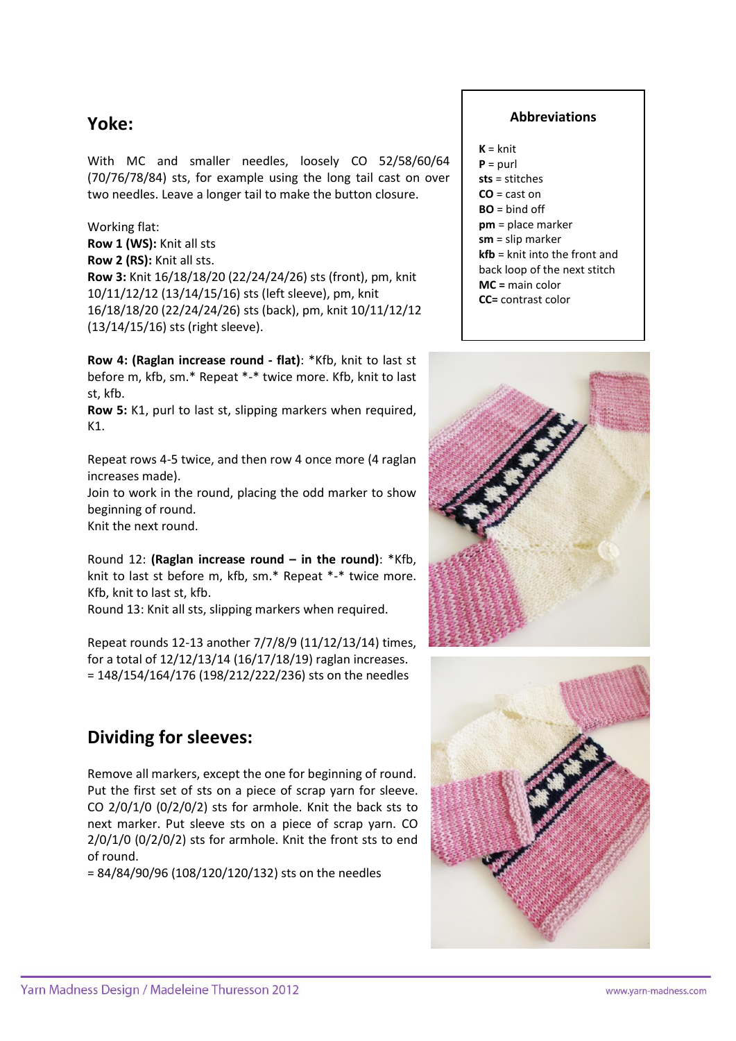## Yoke:

With MC and smaller needles, loosely CO 52/58/60/64 (70/76/78/84) sts, for example using the long tail cast on over two needles. Leave a longer tail to make the button closure.

Working flat:

**Row 1 (WS):** Knit all sts

**Row 2 (RS):** Knit all sts.

**Row 3:** Knit 16/18/18/20 (22/24/24/26) sts (front), pm, knit 10/11/12/12 (13/14/15/16) sts (left sleeve), pm, knit 16/18/18/20 (22/24/24/26) sts (back), pm, knit 10/11/12/12 (13/14/15/16) sts (right sleeve).

**Row 4: (Raglan increase round - flat)**: *Kfb, knit to last st before m, kfb, sm.* Repeat *-* twice more. Kfb, knit to last st, kfb.

**Row 5:** K1, purl to last st, slipping markers when required, K1.

Repeat rows 4-5 twice, and then row 4 once more (4 raglan increases made).

Join to work in the round, placing the odd marker to show beginning of round.

Knit the next round.

Round 12: **(Raglan increase round – in the round)**: *Kfb, knit to last st before m, kfb, sm.* Repeat *-* twice more. Kfb, knit to last st, kfb.

Round 13: Knit all sts, slipping markers when required.

Repeat rounds 12-13 another 7/7/8/9 (11/12/13/14) times, for a total of 12/12/13/14 (16/17/18/19) raglan increases.

= 148/154/164/176 (198/212/222/236) sts on the needles

## Dividing for sleeves:

Remove all markers, except the one for beginning of round. Put the first set of sts on a piece of scrap yarn for sleeve. CO 2/0/1/0 (0/2/0/2) sts for armhole. Knit the back sts to next marker. Put sleeve sts on a piece of scrap yarn. CO 2/0/1/0 (0/2/0/2) sts for armhole. Knit the front sts to end of round.

= 84/84/90/96 (108/120/120/132) sts on the needles

### Abbreviations

**K** = knit
**P** = purl
**sts** = stitches
**CO** = cast on
**BO** = bind off
**pm** = place marker
**sm** = slip marker
**kfb** = knit into the front and back loop of the next stitch
**MC =** main color
**CC=** contrast color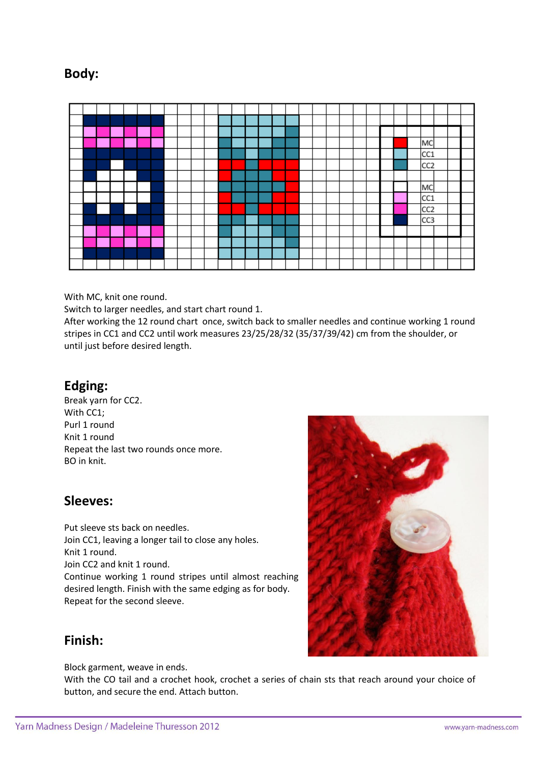## Body:

MC
CC1
CC2

MC
CC1
CC2
CC3

With MC, knit one round.
Switch to larger needles, and start chart round 1.
After working the 12 round chart once, switch back to smaller needles and continue working 1 round stripes in CC1 and CC2 until work measures 23/25/28/32 (35/37/39/42) cm from the shoulder, or until just before desired length.

## Edging:

Break yarn for CC2.
With CC1;
Purl 1 round
Knit 1 round
Repeat the last two rounds once more.
BO in knit.

## Sleeves:

Put sleeve sts back on needles.
Join CC1, leaving a longer tail to close any holes.
Knit 1 round.
Join CC2 and knit 1 round.
Continue working 1 round stripes until almost reaching desired length. Finish with the same edging as for body.
Repeat for the second sleeve.

## Finish:

Block garment, weave in ends.
With the CO tail and a crochet hook, crochet a series of chain sts that reach around your choice of button, and secure the end. Attach button.